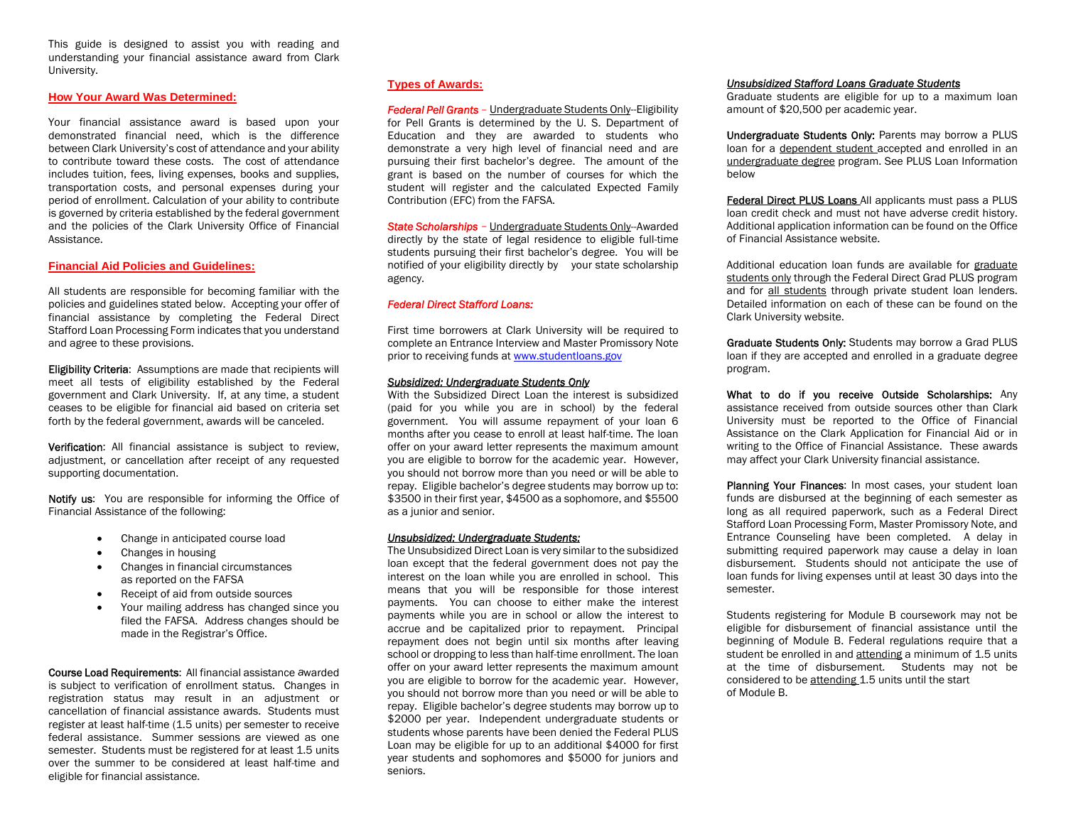This guide is designed to assist you with reading and understanding your financial assistance award from Clark University.

## How Your Award Was Determined:

Your financial assistance award is based upon your demonstrated financial need, which is the difference between Clark University's cost of attendance and your ability to contribute toward these costs. The cost of attendance includes tuition, fees, living expenses, books and supplies, transportation costs, and personal expenses during your period of enrollment. Calculation of your ability to contribute is governed by criteria established by the federal government and the policies of the Clark University Office of Financial Assistance.

## Financial Aid Policies and Guidelines:

All students are responsible for becoming familiar with the policies and guidelines stated below. Accepting your offer of financial assistance by completing the Federal Direct Stafford Loan Processing Form indicates that you understand and agree to these provisions.

**Eligibility Criteria**: Assumptions are made that recipients will meet all tests of eligibility established by the Federal government and Clark University. If, at any time, a student ceases to be eligible for financial aid based on criteria set forth by the federal government, awards will be canceled.

**Verification**: All financial assistance is subject to review, adjustment, or cancellation after receipt of any requested supporting documentation.

**Notify us**: You are responsible for informing the Office of Financial Assistance of the following:

- Change in anticipated course load
- Changes in housing
- Changes in financial circumstances as reported on the FAFSA
- Receipt of aid from outside sources
- Your mailing address has changed since you filed the FAFSA. Address changes should be made in the Registrar's Office.

**Course Load Requirements**: All financial assistance awarded is subject to verification of enrollment status. Changes in registration status may result in an adjustment or cancellation of financial assistance awards. Students must register at least half-time (1.5 units) per semester to receive federal assistance. Summer sessions are viewed as one semester. Students must be registered for at least 1.5 units over the summer to be considered at least half-time and eligible for financial assistance.

## Types of Awards:

***Federal Pell Grants*** – Undergraduate Students Only--Eligibility for Pell Grants is determined by the U. S. Department of Education and they are awarded to students who demonstrate a very high level of financial need and are pursuing their first bachelor's degree. The amount of the grant is based on the number of courses for which the student will register and the calculated Expected Family Contribution (EFC) from the FAFSA.

***State Scholarships*** – Undergraduate Students Only--Awarded directly by the state of legal residence to eligible full-time students pursuing their first bachelor's degree. You will be notified of your eligibility directly by your state scholarship agency.

### *Federal Direct Stafford Loans:*

First time borrowers at Clark University will be required to complete an Entrance Interview and Master Promissory Note prior to receiving funds at [www.studentloans.gov](www.studentloans.gov)

***Subsidized: Undergraduate Students Only***

With the Subsidized Direct Loan the interest is subsidized (paid for you while you are in school) by the federal government. You will assume repayment of your loan 6 months after you cease to enroll at least half-time. The loan offer on your award letter represents the maximum amount you are eligible to borrow for the academic year. However, you should not borrow more than you need or will be able to repay. Eligible bachelor's degree students may borrow up to: $3500 in their first year, $4500 as a sophomore, and $5500 as a junior and senior.

***Unsubsidized: Undergraduate Students:***

The Unsubsidized Direct Loan is very similar to the subsidized loan except that the federal government does not pay the interest on the loan while you are enrolled in school. This means that you will be responsible for those interest payments. You can choose to either make the interest payments while you are in school or allow the interest to accrue and be capitalized prior to repayment. Principal repayment does not begin until six months after leaving school or dropping to less than half-time enrollment. The loan offer on your award letter represents the maximum amount you are eligible to borrow for the academic year. However, you should not borrow more than you need or will be able to repay. Eligible bachelor's degree students may borrow up to $2000 per year. Independent undergraduate students or students whose parents have been denied the Federal PLUS Loan may be eligible for up to an additional $4000 for first year students and sophomores and $5000 for juniors and seniors.

***Unsubsidized Stafford Loans Graduate Students***

Graduate students are eligible for up to a maximum loan amount of $20,500 per academic year.

**Undergraduate Students Only:** Parents may borrow a PLUS loan for a dependent student accepted and enrolled in an undergraduate degree program. See PLUS Loan Information below

**Federal Direct PLUS Loans** All applicants must pass a PLUS loan credit check and must not have adverse credit history. Additional application information can be found on the Office of Financial Assistance website.

Additional education loan funds are available for graduate students only through the Federal Direct Grad PLUS program and for all students through private student loan lenders. Detailed information on each of these can be found on the Clark University website.

**Graduate Students Only:** Students may borrow a Grad PLUS loan if they are accepted and enrolled in a graduate degree program.

**What to do if you receive Outside Scholarships:** Any assistance received from outside sources other than Clark University must be reported to the Office of Financial Assistance on the Clark Application for Financial Aid or in writing to the Office of Financial Assistance. These awards may affect your Clark University financial assistance.

**Planning Your Finances**: In most cases, your student loan funds are disbursed at the beginning of each semester as long as all required paperwork, such as a Federal Direct Stafford Loan Processing Form, Master Promissory Note, and Entrance Counseling have been completed. A delay in submitting required paperwork may cause a delay in loan disbursement. Students should not anticipate the use of loan funds for living expenses until at least 30 days into the semester.

Students registering for Module B coursework may not be eligible for disbursement of financial assistance until the beginning of Module B. Federal regulations require that a student be enrolled in and attending a minimum of 1.5 units at the time of disbursement. Students may not be considered to be attending 1.5 units until the start of Module B.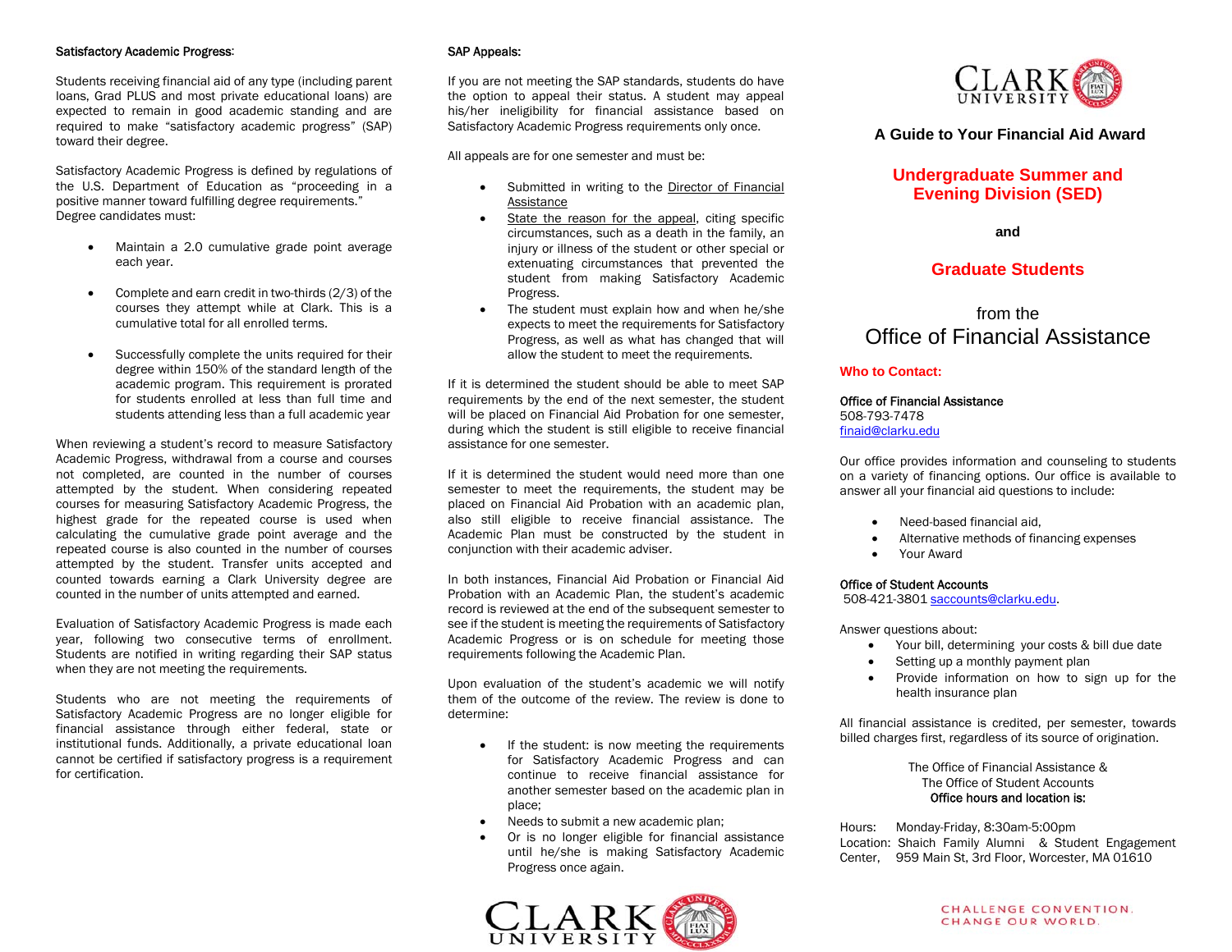## Satisfactory Academic Progress:

Students receiving financial aid of any type (including parent loans, Grad PLUS and most private educational loans) are expected to remain in good academic standing and are required to make "satisfactory academic progress" (SAP) toward their degree.

Satisfactory Academic Progress is defined by regulations of the U.S. Department of Education as "proceeding in a positive manner toward fulfilling degree requirements." Degree candidates must:

- Maintain a 2.0 cumulative grade point average each year.
- Complete and earn credit in two-thirds (2/3) of the courses they attempt while at Clark. This is a cumulative total for all enrolled terms.
- Successfully complete the units required for their degree within 150% of the standard length of the academic program. This requirement is prorated for students enrolled at less than full time and students attending less than a full academic year

When reviewing a student's record to measure Satisfactory Academic Progress, withdrawal from a course and courses not completed, are counted in the number of courses attempted by the student. When considering repeated courses for measuring Satisfactory Academic Progress, the highest grade for the repeated course is used when calculating the cumulative grade point average and the repeated course is also counted in the number of courses attempted by the student. Transfer units accepted and counted towards earning a Clark University degree are counted in the number of units attempted and earned.

Evaluation of Satisfactory Academic Progress is made each year, following two consecutive terms of enrollment. Students are notified in writing regarding their SAP status when they are not meeting the requirements.

Students who are not meeting the requirements of Satisfactory Academic Progress are no longer eligible for financial assistance through either federal, state or institutional funds. Additionally, a private educational loan cannot be certified if satisfactory progress is a requirement for certification.

## SAP Appeals:

If you are not meeting the SAP standards, students do have the option to appeal their status. A student may appeal his/her ineligibility for financial assistance based on Satisfactory Academic Progress requirements only once.

All appeals are for one semester and must be:

- Submitted in writing to the Director of Financial Assistance
- State the reason for the appeal, citing specific circumstances, such as a death in the family, an injury or illness of the student or other special or extenuating circumstances that prevented the student from making Satisfactory Academic Progress.
- The student must explain how and when he/she expects to meet the requirements for Satisfactory Progress, as well as what has changed that will allow the student to meet the requirements.

If it is determined the student should be able to meet SAP requirements by the end of the next semester, the student will be placed on Financial Aid Probation for one semester, during which the student is still eligible to receive financial assistance for one semester.

If it is determined the student would need more than one semester to meet the requirements, the student may be placed on Financial Aid Probation with an academic plan, also still eligible to receive financial assistance. The Academic Plan must be constructed by the student in conjunction with their academic adviser.

In both instances, Financial Aid Probation or Financial Aid Probation with an Academic Plan, the student's academic record is reviewed at the end of the subsequent semester to see if the student is meeting the requirements of Satisfactory Academic Progress or is on schedule for meeting those requirements following the Academic Plan.

Upon evaluation of the student's academic we will notify them of the outcome of the review. The review is done to determine:

- If the student: is now meeting the requirements for Satisfactory Academic Progress and can continue to receive financial assistance for another semester based on the academic plan in place;
- Needs to submit a new academic plan;
- Or is no longer eligible for financial assistance until he/she is making Satisfactory Academic Progress once again.

CLARK UNIVERSITY

# A Guide to Your Financial Aid Award

## Undergraduate Summer and Evening Division (SED)

and

## Graduate Students

from the

## Office of Financial Assistance

**Who to Contact:**

**Office of Financial Assistance**
508-793-7478
finaid@clarku.edu

Our office provides information and counseling to students on a variety of financing options. Our office is available to answer all your financial aid questions to include:

- Need-based financial aid,
- Alternative methods of financing expenses
- Your Award

**Office of Student Accounts**
508-421-3801 saccounts@clarku.edu.

Answer questions about:

- Your bill, determining your costs & bill due date
- Setting up a monthly payment plan
- Provide information on how to sign up for the health insurance plan

All financial assistance is credited, per semester, towards billed charges first, regardless of its source of origination.

The Office of Financial Assistance &
The Office of Student Accounts
**Office hours and location is:**

Hours: Monday-Friday, 8:30am-5:00pm
Location: Shaich Family Alumni & Student Engagement Center, 959 Main St, 3rd Floor, Worcester, MA 01610

CHALLENGE CONVENTION.
CHANGE OUR WORLD.